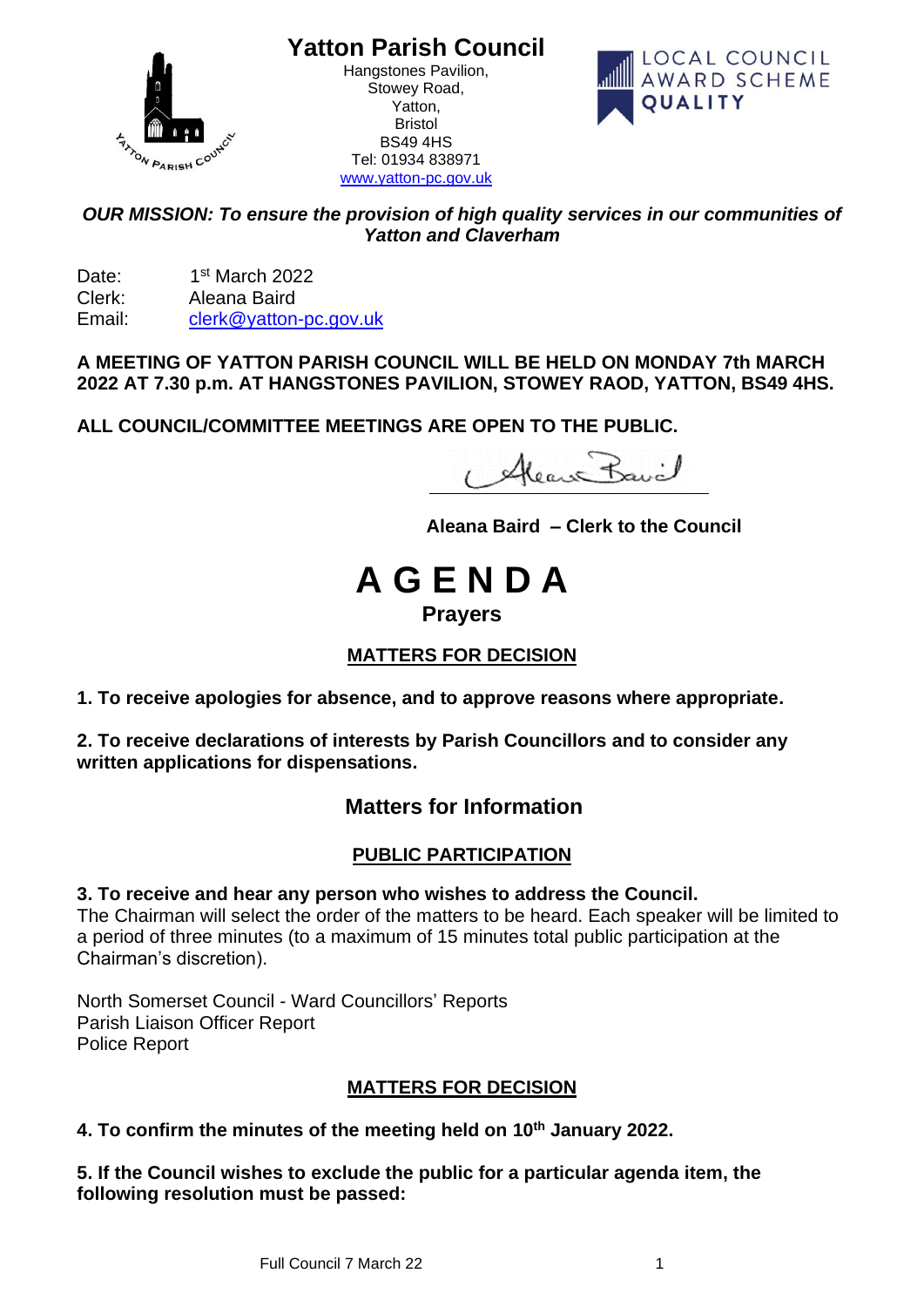# Yatton Parish Council

Hangstones Pavilion,
Stowey Road,
Yatton,
Bristol
BS49 4HS
Tel: 01934 838971
www.yatton-pc.gov.uk

LOCAL COUNCIL AWARD SCHEME QUALITY

***OUR MISSION: To ensure the provision of high quality services in our communities of Yatton and Claverham***

Date: 1st March 2022
Clerk: Aleana Baird
Email: clerk@yatton-pc.gov.uk

**A MEETING OF YATTON PARISH COUNCIL WILL BE HELD ON MONDAY 7th MARCH 2022 AT 7.30 p.m. AT HANGSTONES PAVILION, STOWEY RAOD, YATTON, BS49 4HS.**

**ALL COUNCIL/COMMITTEE MEETINGS ARE OPEN TO THE PUBLIC.**

**Aleana Baird – Clerk to the Council**

# A G E N D A

**Prayers**

## MATTERS FOR DECISION

**1. To receive apologies for absence, and to approve reasons where appropriate.**

**2. To receive declarations of interests by Parish Councillors and to consider any written applications for dispensations.**

## Matters for Information

### PUBLIC PARTICIPATION

**3. To receive and hear any person who wishes to address the Council.**
The Chairman will select the order of the matters to be heard. Each speaker will be limited to a period of three minutes (to a maximum of 15 minutes total public participation at the Chairman's discretion).

North Somerset Council - Ward Councillors' Reports
Parish Liaison Officer Report
Police Report

## MATTERS FOR DECISION

**4. To confirm the minutes of the meeting held on 10th January 2022.**

**5. If the Council wishes to exclude the public for a particular agenda item, the following resolution must be passed:**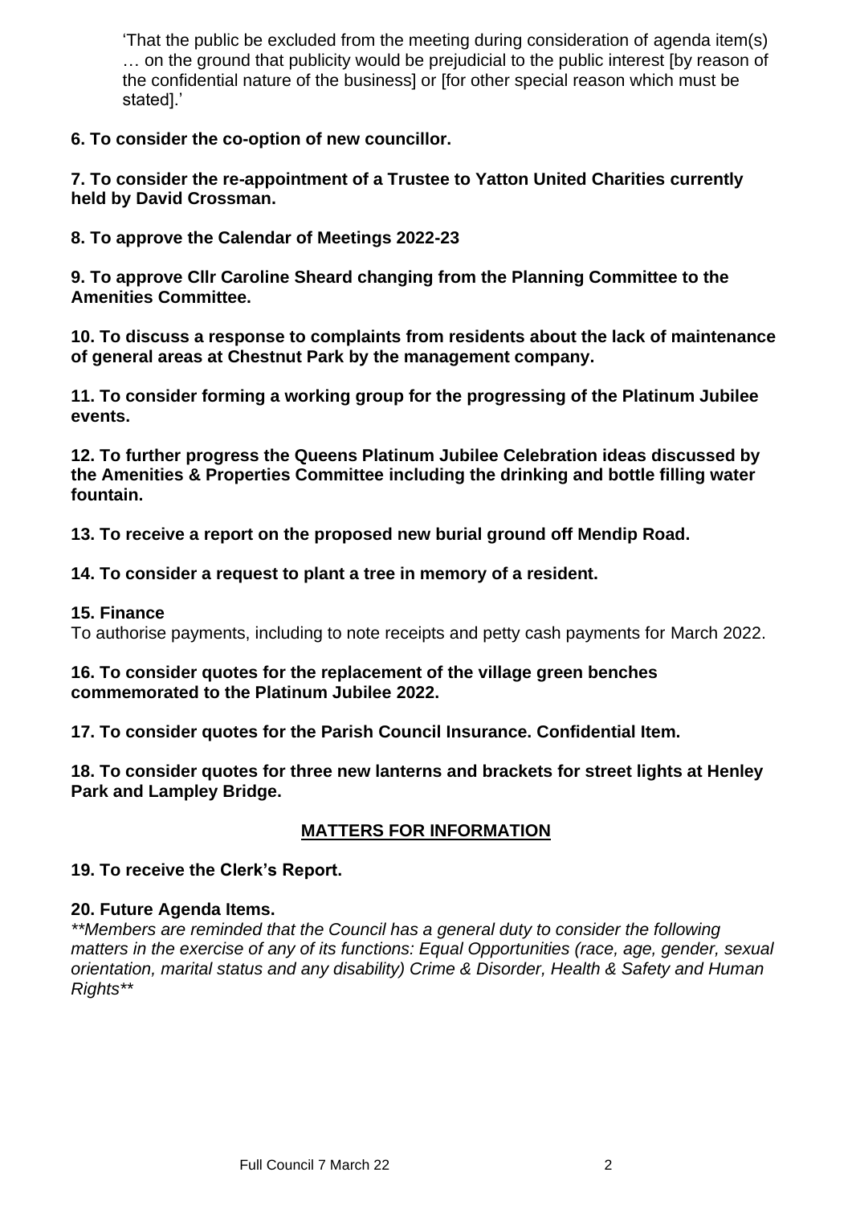'That the public be excluded from the meeting during consideration of agenda item(s) … on the ground that publicity would be prejudicial to the public interest [by reason of the confidential nature of the business] or [for other special reason which must be stated].'

**6. To consider the co-option of new councillor.**

**7. To consider the re-appointment of a Trustee to Yatton United Charities currently held by David Crossman.**

**8. To approve the Calendar of Meetings 2022-23**

**9. To approve Cllr Caroline Sheard changing from the Planning Committee to the Amenities Committee.**

**10. To discuss a response to complaints from residents about the lack of maintenance of general areas at Chestnut Park by the management company.**

**11. To consider forming a working group for the progressing of the Platinum Jubilee events.**

**12. To further progress the Queens Platinum Jubilee Celebration ideas discussed by the Amenities & Properties Committee including the drinking and bottle filling water fountain.**

**13. To receive a report on the proposed new burial ground off Mendip Road.**

**14. To consider a request to plant a tree in memory of a resident.**

**15. Finance**

To authorise payments, including to note receipts and petty cash payments for March 2022.

**16. To consider quotes for the replacement of the village green benches commemorated to the Platinum Jubilee 2022.**

**17. To consider quotes for the Parish Council Insurance. Confidential Item.**

**18. To consider quotes for three new lanterns and brackets for street lights at Henley Park and Lampley Bridge.**

## MATTERS FOR INFORMATION

**19. To receive the Clerk's Report.**

**20. Future Agenda Items.**

***Members are reminded that the Council has a general duty to consider the following matters in the exercise of any of its functions: Equal Opportunities (race, age, gender, sexual orientation, marital status and any disability) Crime & Disorder, Health & Safety and Human Rights***